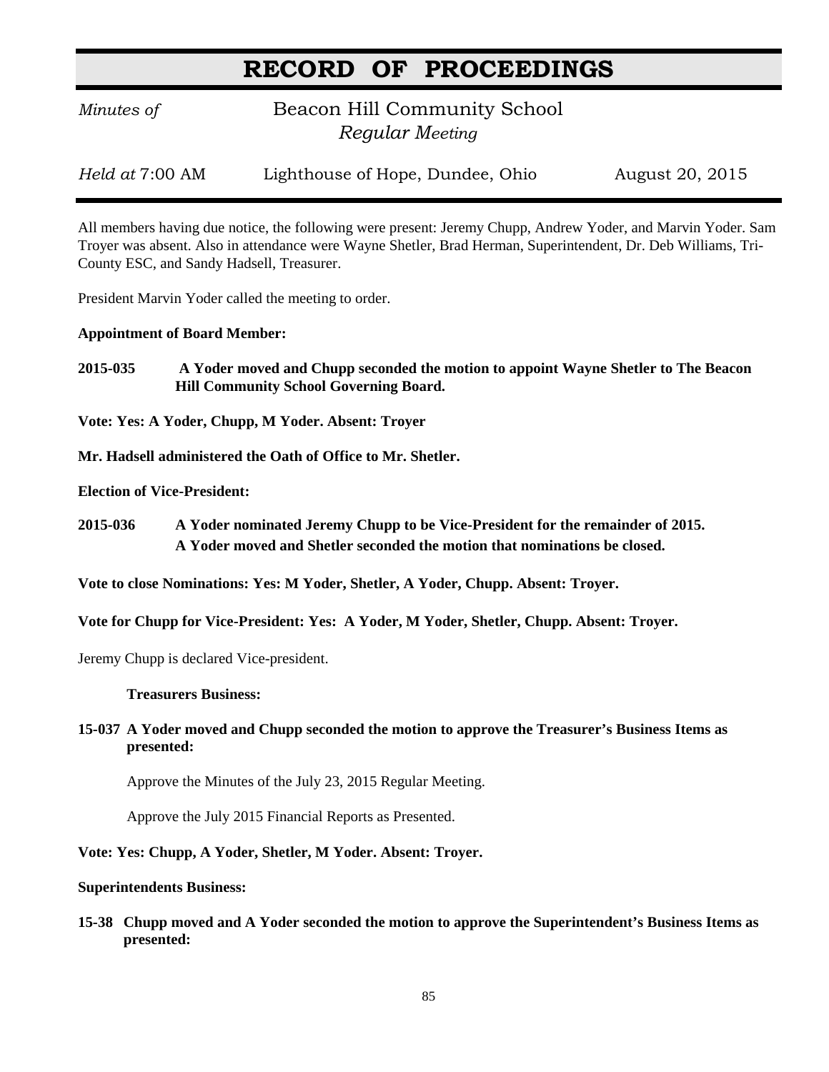# RECORD OF PROCEEDINGS

*Minutes of* Beacon Hill Community School
*Regular Meeting*

*Held at* 7:00 AM Lighthouse of Hope, Dundee, Ohio August 20, 2015

All members having due notice, the following were present: Jeremy Chupp, Andrew Yoder, and Marvin Yoder. Sam Troyer was absent. Also in attendance were Wayne Shetler, Brad Herman, Superintendent, Dr. Deb Williams, Tri-County ESC, and Sandy Hadsell, Treasurer.

President Marvin Yoder called the meeting to order.

**Appointment of Board Member:**

**2015-035 A Yoder moved and Chupp seconded the motion to appoint Wayne Shetler to The Beacon Hill Community School Governing Board.**

**Vote: Yes: A Yoder, Chupp, M Yoder. Absent: Troyer**

**Mr. Hadsell administered the Oath of Office to Mr. Shetler.**

**Election of Vice-President:**

**2015-036 A Yoder nominated Jeremy Chupp to be Vice-President for the remainder of 2015. A Yoder moved and Shetler seconded the motion that nominations be closed.**

**Vote to close Nominations: Yes: M Yoder, Shetler, A Yoder, Chupp. Absent: Troyer.**

**Vote for Chupp for Vice-President: Yes: A Yoder, M Yoder, Shetler, Chupp. Absent: Troyer.**

Jeremy Chupp is declared Vice-president.

**Treasurers Business:**

**15-037 A Yoder moved and Chupp seconded the motion to approve the Treasurer's Business Items as presented:**

Approve the Minutes of the July 23, 2015 Regular Meeting.

Approve the July 2015 Financial Reports as Presented.

**Vote: Yes: Chupp, A Yoder, Shetler, M Yoder. Absent: Troyer.**

**Superintendents Business:**

**15-38 Chupp moved and A Yoder seconded the motion to approve the Superintendent's Business Items as presented:**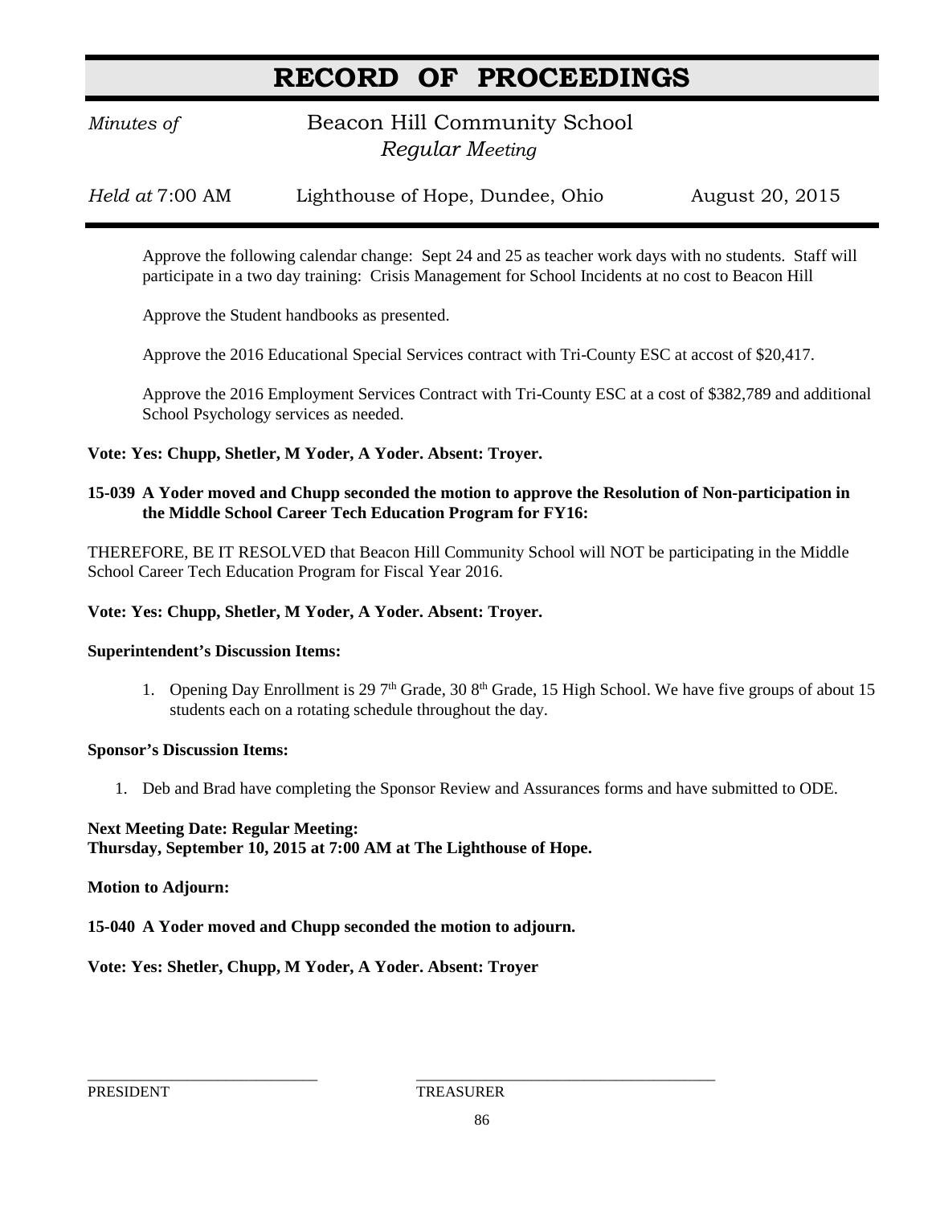# RECORD OF PROCEEDINGS

*Minutes of* Beacon Hill Community School
*Regular Meeting*

*Held at* 7:00 AM Lighthouse of Hope, Dundee, Ohio August 20, 2015

Approve the following calendar change: Sept 24 and 25 as teacher work days with no students. Staff will participate in a two day training: Crisis Management for School Incidents at no cost to Beacon Hill

Approve the Student handbooks as presented.

Approve the 2016 Educational Special Services contract with Tri-County ESC at accost of $20,417.

Approve the 2016 Employment Services Contract with Tri-County ESC at a cost of $382,789 and additional School Psychology services as needed.

**Vote: Yes: Chupp, Shetler, M Yoder, A Yoder. Absent: Troyer.**

**15-039 A Yoder moved and Chupp seconded the motion to approve the Resolution of Non-participation in the Middle School Career Tech Education Program for FY16:**

THEREFORE, BE IT RESOLVED that Beacon Hill Community School will NOT be participating in the Middle School Career Tech Education Program for Fiscal Year 2016.

**Vote: Yes: Chupp, Shetler, M Yoder, A Yoder. Absent: Troyer.**

**Superintendent's Discussion Items:**

1. Opening Day Enrollment is 29 7th Grade, 30 8th Grade, 15 High School. We have five groups of about 15 students each on a rotating schedule throughout the day.

**Sponsor's Discussion Items:**

1. Deb and Brad have completing the Sponsor Review and Assurances forms and have submitted to ODE.

**Next Meeting Date: Regular Meeting:**
**Thursday, September 10, 2015 at 7:00 AM at The Lighthouse of Hope.**

**Motion to Adjourn:**

**15-040 A Yoder moved and Chupp seconded the motion to adjourn.**

**Vote: Yes: Shetler, Chupp, M Yoder, A Yoder. Absent: Troyer**

_____________________________ _____________________________________
PRESIDENT TREASURER